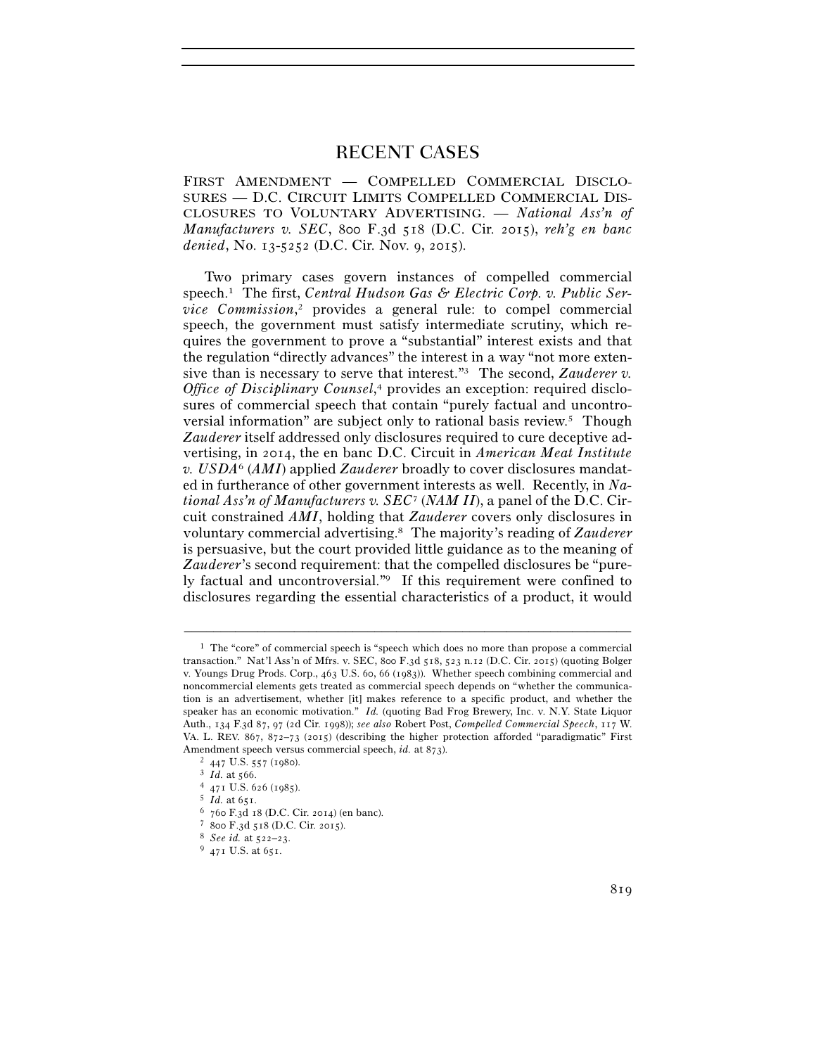# RECENT CASES

FIRST AMENDMENT — COMPELLED COMMERCIAL DISCLOSURES — D.C. CIRCUIT LIMITS COMPELLED COMMERCIAL DISCLOSURES TO VOLUNTARY ADVERTISING. — *National Ass'n of Manufacturers v. SEC*, 800 F.3d 518 (D.C. Cir. 2015), *reh'g en banc denied*, No. 13-5252 (D.C. Cir. Nov. 9, 2015).

Two primary cases govern instances of compelled commercial speech.[1] The first, *Central Hudson Gas & Electric Corp. v. Public Service Commission*,[2] provides a general rule: to compel commercial speech, the government must satisfy intermediate scrutiny, which requires the government to prove a "substantial" interest exists and that the regulation "directly advances" the interest in a way "not more extensive than is necessary to serve that interest."[3] The second, *Zauderer v. Office of Disciplinary Counsel*,[4] provides an exception: required disclosures of commercial speech that contain "purely factual and uncontroversial information" are subject only to rational basis review.[5] Though *Zauderer* itself addressed only disclosures required to cure deceptive advertising, in 2014, the en banc D.C. Circuit in *American Meat Institute v. USDA*[6] (*AMI*) applied *Zauderer* broadly to cover disclosures mandated in furtherance of other government interests as well. Recently, in *National Ass'n of Manufacturers v. SEC*[7] (*NAM II*), a panel of the D.C. Circuit constrained *AMI*, holding that *Zauderer* covers only disclosures in voluntary commercial advertising.[8] The majority's reading of *Zauderer* is persuasive, but the court provided little guidance as to the meaning of *Zauderer*'s second requirement: that the compelled disclosures be "purely factual and uncontroversial."[9] If this requirement were confined to disclosures regarding the essential characteristics of a product, it would

---

[1] The "core" of commercial speech is "speech which does no more than propose a commercial transaction." Nat'l Ass'n of Mfrs. v. SEC, 800 F.3d 518, 523 n.12 (D.C. Cir. 2015) (quoting Bolger v. Youngs Drug Prods. Corp., 463 U.S. 60, 66 (1983)). Whether speech combining commercial and noncommercial elements gets treated as commercial speech depends on "whether the communication is an advertisement, whether [it] makes reference to a specific product, and whether the speaker has an economic motivation." *Id.* (quoting Bad Frog Brewery, Inc. v. N.Y. State Liquor Auth., 134 F.3d 87, 97 (2d Cir. 1998)); *see also* Robert Post, *Compelled Commercial Speech*, 117 W. VA. L. REV. 867, 872–73 (2015) (describing the higher protection afforded "paradigmatic" First Amendment speech versus commercial speech, *id.* at 873).

[2] 447 U.S. 557 (1980).

[3] *Id.* at 566.

[4] 471 U.S. 626 (1985).

[5] *Id.* at 651.

[6] 760 F.3d 18 (D.C. Cir. 2014) (en banc).

[7] 800 F.3d 518 (D.C. Cir. 2015).

[8] *See id.* at 522–23.

[9] 471 U.S. at 651.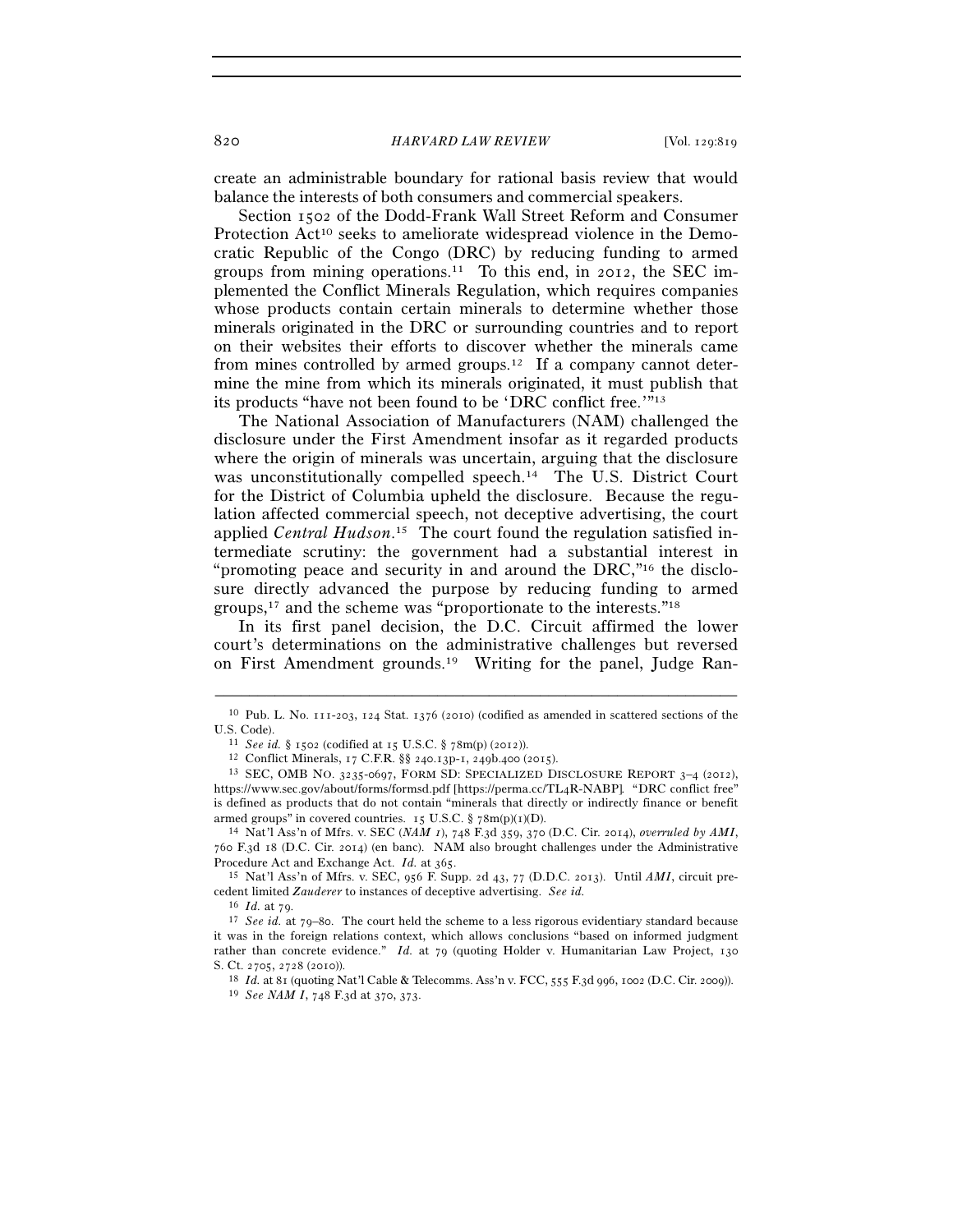create an administrable boundary for rational basis review that would balance the interests of both consumers and commercial speakers.

Section 1502 of the Dodd-Frank Wall Street Reform and Consumer Protection Act[10] seeks to ameliorate widespread violence in the Democratic Republic of the Congo (DRC) by reducing funding to armed groups from mining operations.[11] To this end, in 2012, the SEC implemented the Conflict Minerals Regulation, which requires companies whose products contain certain minerals to determine whether those minerals originated in the DRC or surrounding countries and to report on their websites their efforts to discover whether the minerals came from mines controlled by armed groups.[12] If a company cannot determine the mine from which its minerals originated, it must publish that its products "have not been found to be 'DRC conflict free.'"[13]

The National Association of Manufacturers (NAM) challenged the disclosure under the First Amendment insofar as it regarded products where the origin of minerals was uncertain, arguing that the disclosure was unconstitutionally compelled speech.[14] The U.S. District Court for the District of Columbia upheld the disclosure. Because the regulation affected commercial speech, not deceptive advertising, the court applied *Central Hudson*.[15] The court found the regulation satisfied intermediate scrutiny: the government had a substantial interest in "promoting peace and security in and around the DRC,"[16] the disclosure directly advanced the purpose by reducing funding to armed groups,[17] and the scheme was "proportionate to the interests."[18]

In its first panel decision, the D.C. Circuit affirmed the lower court's determinations on the administrative challenges but reversed on First Amendment grounds.[19] Writing for the panel, Judge Ran-

---

[10] Pub. L. No. 111-203, 124 Stat. 1376 (2010) (codified as amended in scattered sections of the U.S. Code).

[11] *See id.* § 1502 (codified at 15 U.S.C. § 78m(p) (2012)).

[12] Conflict Minerals, 17 C.F.R. §§ 240.13p-1, 249b.400 (2015).

[13] SEC, OMB NO. 3235-0697, FORM SD: SPECIALIZED DISCLOSURE REPORT 3–4 (2012), https://www.sec.gov/about/forms/formsd.pdf [https://perma.cc/TL4R-NABP]. "DRC conflict free" is defined as products that do not contain "minerals that directly or indirectly finance or benefit armed groups" in covered countries. 15 U.S.C. § 78m(p)(1)(D).

[14] Nat'l Ass'n of Mfrs. v. SEC (*NAM I*), 748 F.3d 359, 370 (D.C. Cir. 2014), *overruled by AMI*, 760 F.3d 18 (D.C. Cir. 2014) (en banc). NAM also brought challenges under the Administrative Procedure Act and Exchange Act. *Id.* at 365.

[15] Nat'l Ass'n of Mfrs. v. SEC, 956 F. Supp. 2d 43, 77 (D.D.C. 2013). Until *AMI*, circuit precedent limited *Zauderer* to instances of deceptive advertising. *See id.*

[16] *Id.* at 79.

[17] *See id.* at 79–80. The court held the scheme to a less rigorous evidentiary standard because it was in the foreign relations context, which allows conclusions "based on informed judgment rather than concrete evidence." *Id.* at 79 (quoting Holder v. Humanitarian Law Project, 130 S. Ct. 2705, 2728 (2010)).

[18] *Id.* at 81 (quoting Nat'l Cable & Telecomms. Ass'n v. FCC, 555 F.3d 996, 1002 (D.C. Cir. 2009)).

[19] *See NAM I*, 748 F.3d at 370, 373.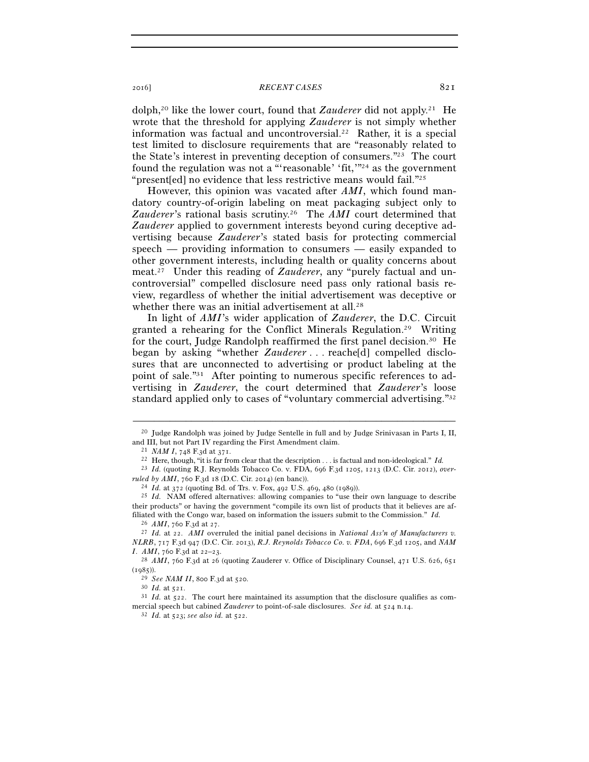dolph,[20] like the lower court, found that *Zauderer* did not apply.[21] He wrote that the threshold for applying *Zauderer* is not simply whether information was factual and uncontroversial.[22] Rather, it is a special test limited to disclosure requirements that are "reasonably related to the State's interest in preventing deception of consumers."[23] The court found the regulation was not a "'reasonable' 'fit,'"[24] as the government "present[ed] no evidence that less restrictive means would fail."[25]

However, this opinion was vacated after *AMI*, which found mandatory country-of-origin labeling on meat packaging subject only to *Zauderer*'s rational basis scrutiny.[26] The *AMI* court determined that *Zauderer* applied to government interests beyond curing deceptive advertising because *Zauderer*'s stated basis for protecting commercial speech — providing information to consumers — easily expanded to other government interests, including health or quality concerns about meat.[27] Under this reading of *Zauderer*, any "purely factual and uncontroversial" compelled disclosure need pass only rational basis review, regardless of whether the initial advertisement was deceptive or whether there was an initial advertisement at all.[28]

In light of *AMI*'s wider application of *Zauderer*, the D.C. Circuit granted a rehearing for the Conflict Minerals Regulation.[29] Writing for the court, Judge Randolph reaffirmed the first panel decision.[30] He began by asking "whether *Zauderer* . . . reache[d] compelled disclosures that are unconnected to advertising or product labeling at the point of sale."[31] After pointing to numerous specific references to advertising in *Zauderer*, the court determined that *Zauderer*'s loose standard applied only to cases of "voluntary commercial advertising."[32]

---

[20] Judge Randolph was joined by Judge Sentelle in full and by Judge Srinivasan in Parts I, II, and III, but not Part IV regarding the First Amendment claim.

[21] *NAM I*, 748 F.3d at 371.

[22] Here, though, "it is far from clear that the description . . . is factual and non-ideological." *Id.*

[23] *Id.* (quoting R.J. Reynolds Tobacco Co. v. FDA, 696 F.3d 1205, 1213 (D.C. Cir. 2012), *overruled by AMI*, 760 F.3d 18 (D.C. Cir. 2014) (en banc)).

[24] *Id.* at 372 (quoting Bd. of Trs. v. Fox, 492 U.S. 469, 480 (1989)).

[25] *Id.* NAM offered alternatives: allowing companies to "use their own language to describe their products" or having the government "compile its own list of products that it believes are affiliated with the Congo war, based on information the issuers submit to the Commission." *Id.*

[26] *AMI*, 760 F.3d at 27.

[27] *Id.* at 22. *AMI* overruled the initial panel decisions in *National Ass'n of Manufacturers v. NLRB*, 717 F.3d 947 (D.C. Cir. 2013), *R.J. Reynolds Tobacco Co. v. FDA*, 696 F.3d 1205, and *NAM I*. *AMI*, 760 F.3d at 22–23.

[28] *AMI*, 760 F.3d at 26 (quoting Zauderer v. Office of Disciplinary Counsel, 471 U.S. 626, 651 (1985)).

[29] *See NAM II*, 800 F.3d at 520.

[30] *Id.* at 521.

[31] *Id.* at 522. The court here maintained its assumption that the disclosure qualifies as commercial speech but cabined *Zauderer* to point-of-sale disclosures. *See id.* at 524 n.14.

[32] *Id.* at 523; *see also id.* at 522.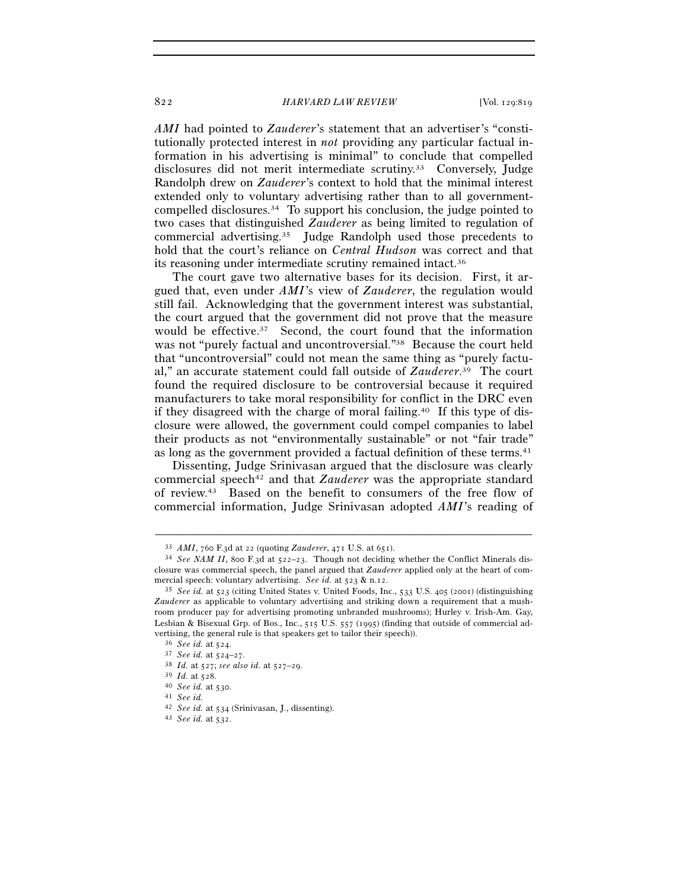*AMI* had pointed to *Zauderer*'s statement that an advertiser's "constitutionally protected interest in *not* providing any particular factual information in his advertising is minimal" to conclude that compelled disclosures did not merit intermediate scrutiny.[33] Conversely, Judge Randolph drew on *Zauderer*'s context to hold that the minimal interest extended only to voluntary advertising rather than to all government-compelled disclosures.[34] To support his conclusion, the judge pointed to two cases that distinguished *Zauderer* as being limited to regulation of commercial advertising.[35] Judge Randolph used those precedents to hold that the court's reliance on *Central Hudson* was correct and that its reasoning under intermediate scrutiny remained intact.[36]

The court gave two alternative bases for its decision. First, it argued that, even under *AMI*'s view of *Zauderer*, the regulation would still fail. Acknowledging that the government interest was substantial, the court argued that the government did not prove that the measure would be effective.[37] Second, the court found that the information was not "purely factual and uncontroversial."[38] Because the court held that "uncontroversial" could not mean the same thing as "purely factual," an accurate statement could fall outside of *Zauderer*.[39] The court found the required disclosure to be controversial because it required manufacturers to take moral responsibility for conflict in the DRC even if they disagreed with the charge of moral failing.[40] If this type of disclosure were allowed, the government could compel companies to label their products as not "environmentally sustainable" or not "fair trade" as long as the government provided a factual definition of these terms.[41]

Dissenting, Judge Srinivasan argued that the disclosure was clearly commercial speech[42] and that *Zauderer* was the appropriate standard of review.[43] Based on the benefit to consumers of the free flow of commercial information, Judge Srinivasan adopted *AMI*'s reading of

---

[33] *AMI*, 760 F.3d at 22 (quoting *Zauderer*, 471 U.S. at 651).

[34] *See NAM II*, 800 F.3d at 522–23. Though not deciding whether the Conflict Minerals disclosure was commercial speech, the panel argued that *Zauderer* applied only at the heart of commercial speech: voluntary advertising. *See id.* at 523 & n.12.

[35] *See id.* at 523 (citing United States v. United Foods, Inc., 533 U.S. 405 (2001) (distinguishing *Zauderer* as applicable to voluntary advertising and striking down a requirement that a mushroom producer pay for advertising promoting unbranded mushrooms); Hurley v. Irish-Am. Gay, Lesbian & Bisexual Grp. of Bos., Inc., 515 U.S. 557 (1995) (finding that outside of commercial advertising, the general rule is that speakers get to tailor their speech)).

[36] *See id.* at 524.

[37] *See id.* at 524–27.

[38] *Id.* at 527; *see also id.* at 527–29.

[39] *Id.* at 528.

[40] *See id.* at 530.

[41] *See id.*

[42] *See id.* at 534 (Srinivasan, J., dissenting).

[43] *See id.* at 532.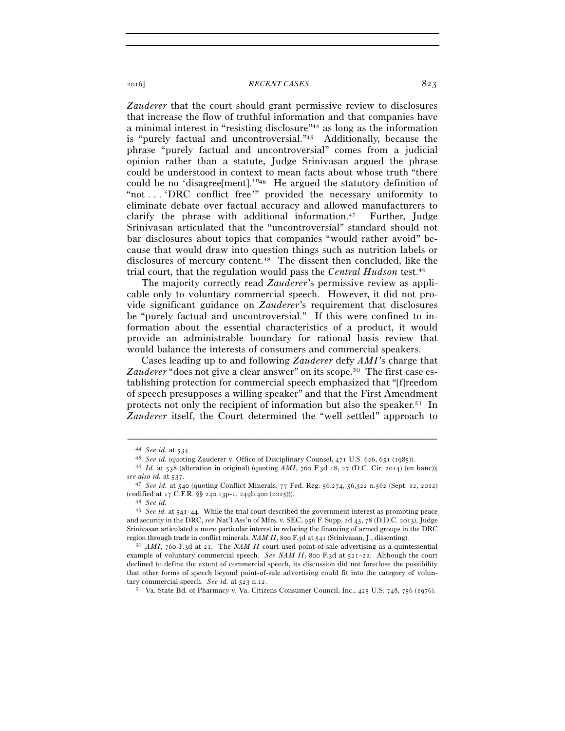*Zauderer* that the court should grant permissive review to disclosures that increase the flow of truthful information and that companies have a minimal interest in "resisting disclosure"[44] as long as the information is "purely factual and uncontroversial."[45] Additionally, because the phrase "purely factual and uncontroversial" comes from a judicial opinion rather than a statute, Judge Srinivasan argued the phrase could be understood in context to mean facts about whose truth "there could be no 'disagree[ment].'"[46] He argued the statutory definition of "not . . . 'DRC conflict free'" provided the necessary uniformity to eliminate debate over factual accuracy and allowed manufacturers to clarify the phrase with additional information.[47] Further, Judge Srinivasan articulated that the "uncontroversial" standard should not bar disclosures about topics that companies "would rather avoid" because that would draw into question things such as nutrition labels or disclosures of mercury content.[48] The dissent then concluded, like the trial court, that the regulation would pass the *Central Hudson* test.[49]

The majority correctly read *Zauderer*'s permissive review as applicable only to voluntary commercial speech. However, it did not provide significant guidance on *Zauderer*'s requirement that disclosures be "purely factual and uncontroversial." If this were confined to information about the essential characteristics of a product, it would provide an administrable boundary for rational basis review that would balance the interests of consumers and commercial speakers.

Cases leading up to and following *Zauderer* defy *AMI*'s charge that *Zauderer* "does not give a clear answer" on its scope.[50] The first case establishing protection for commercial speech emphasized that "[f]reedom of speech presupposes a willing speaker" and that the First Amendment protects not only the recipient of information but also the speaker.[51] In *Zauderer* itself, the Court determined the "well settled" approach to

---

[44] *See id.* at 534.

[45] *See id.* (quoting Zauderer v. Office of Disciplinary Counsel, 471 U.S. 626, 651 (1985)).

[46] *Id.* at 538 (alteration in original) (quoting *AMI*, 760 F.3d 18, 27 (D.C. Cir. 2014) (en banc)); *see also id.* at 537.

[47] *See id.* at 540 (quoting Conflict Minerals, 77 Fed. Reg. 56,274, 56,322 n.562 (Sept. 12, 2012) (codified at 17 C.F.R. §§ 240.13p-1, 249b.400 (2015))).

[48] *See id.*

[49] *See id.* at 541–44. While the trial court described the government interest as promoting peace and security in the DRC, *see* Nat'l Ass'n of Mfrs. v. SEC, 956 F. Supp. 2d 43, 78 (D.D.C. 2013), Judge Srinivasan articulated a more particular interest in reducing the financing of armed groups in the DRC region through trade in conflict minerals, *NAM II*, 800 F.3d at 541 (Srinivasan, J., dissenting).

[50] *AMI*, 760 F.3d at 21. The *NAM II* court used point-of-sale advertising as a quintessential example of voluntary commercial speech. *See NAM II*, 800 F.3d at 521–22. Although the court declined to define the extent of commercial speech, its discussion did not foreclose the possibility that other forms of speech beyond point-of-sale advertising could fit into the category of voluntary commercial speech. *See id.* at 523 n.12.

[51] Va. State Bd. of Pharmacy v. Va. Citizens Consumer Council, Inc., 425 U.S. 748, 756 (1976).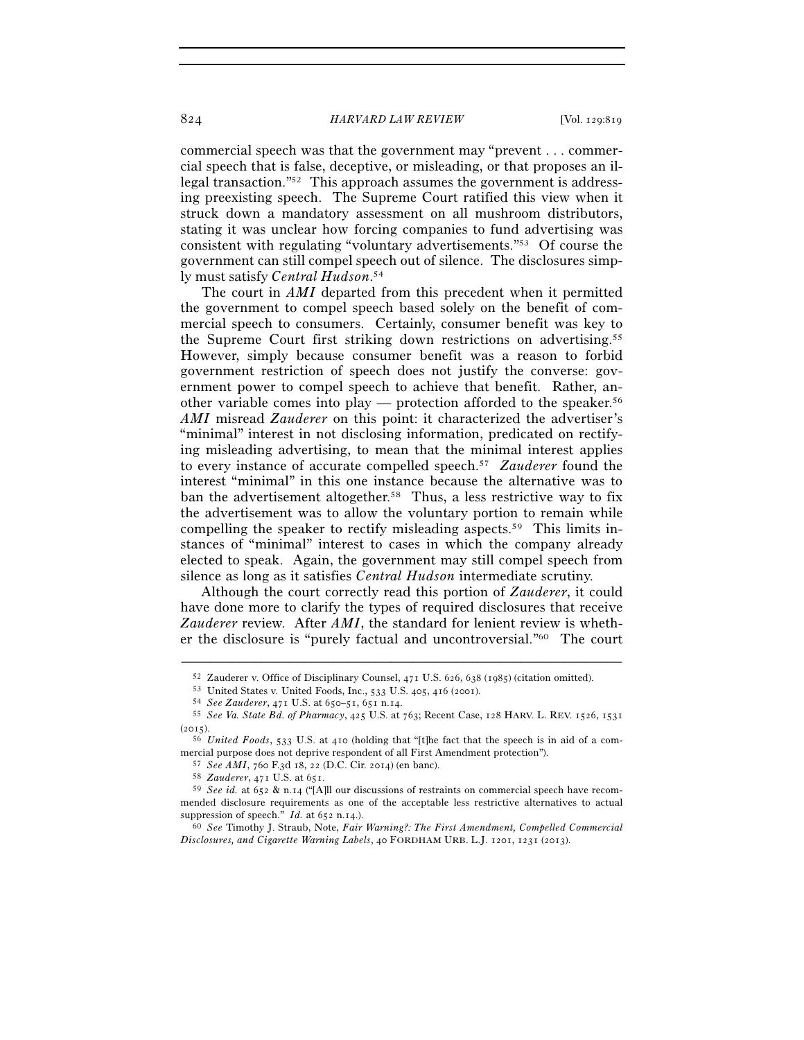commercial speech was that the government may "prevent . . . commercial speech that is false, deceptive, or misleading, or that proposes an illegal transaction."[52] This approach assumes the government is addressing preexisting speech. The Supreme Court ratified this view when it struck down a mandatory assessment on all mushroom distributors, stating it was unclear how forcing companies to fund advertising was consistent with regulating "voluntary advertisements."[53] Of course the government can still compel speech out of silence. The disclosures simply must satisfy *Central Hudson*.[54]

The court in *AMI* departed from this precedent when it permitted the government to compel speech based solely on the benefit of commercial speech to consumers. Certainly, consumer benefit was key to the Supreme Court first striking down restrictions on advertising.[55] However, simply because consumer benefit was a reason to forbid government restriction of speech does not justify the converse: government power to compel speech to achieve that benefit. Rather, another variable comes into play — protection afforded to the speaker.[56] *AMI* misread *Zauderer* on this point: it characterized the advertiser's "minimal" interest in not disclosing information, predicated on rectifying misleading advertising, to mean that the minimal interest applies to every instance of accurate compelled speech.[57] *Zauderer* found the interest "minimal" in this one instance because the alternative was to ban the advertisement altogether.[58] Thus, a less restrictive way to fix the advertisement was to allow the voluntary portion to remain while compelling the speaker to rectify misleading aspects.[59] This limits instances of "minimal" interest to cases in which the company already elected to speak. Again, the government may still compel speech from silence as long as it satisfies *Central Hudson* intermediate scrutiny.

Although the court correctly read this portion of *Zauderer*, it could have done more to clarify the types of required disclosures that receive *Zauderer* review. After *AMI*, the standard for lenient review is whether the disclosure is "purely factual and uncontroversial."[60] The court

---

[52] Zauderer v. Office of Disciplinary Counsel, 471 U.S. 626, 638 (1985) (citation omitted).

[53] United States v. United Foods, Inc., 533 U.S. 405, 416 (2001).

[54] *See Zauderer*, 471 U.S. at 650–51, 651 n.14.

[55] *See Va. State Bd. of Pharmacy*, 425 U.S. at 763; Recent Case, 128 HARV. L. REV. 1526, 1531 (2015).

[56] *United Foods*, 533 U.S. at 410 (holding that "[t]he fact that the speech is in aid of a commercial purpose does not deprive respondent of all First Amendment protection").

[57] *See AMI*, 760 F.3d 18, 22 (D.C. Cir. 2014) (en banc).

[58] *Zauderer*, 471 U.S. at 651.

[59] *See id.* at 652 & n.14 ("[A]ll our discussions of restraints on commercial speech have recommended disclosure requirements as one of the acceptable less restrictive alternatives to actual suppression of speech." *Id.* at 652 n.14.).

[60] *See* Timothy J. Straub, Note, *Fair Warning?: The First Amendment, Compelled Commercial Disclosures, and Cigarette Warning Labels*, 40 FORDHAM URB. L.J. 1201, 1231 (2013).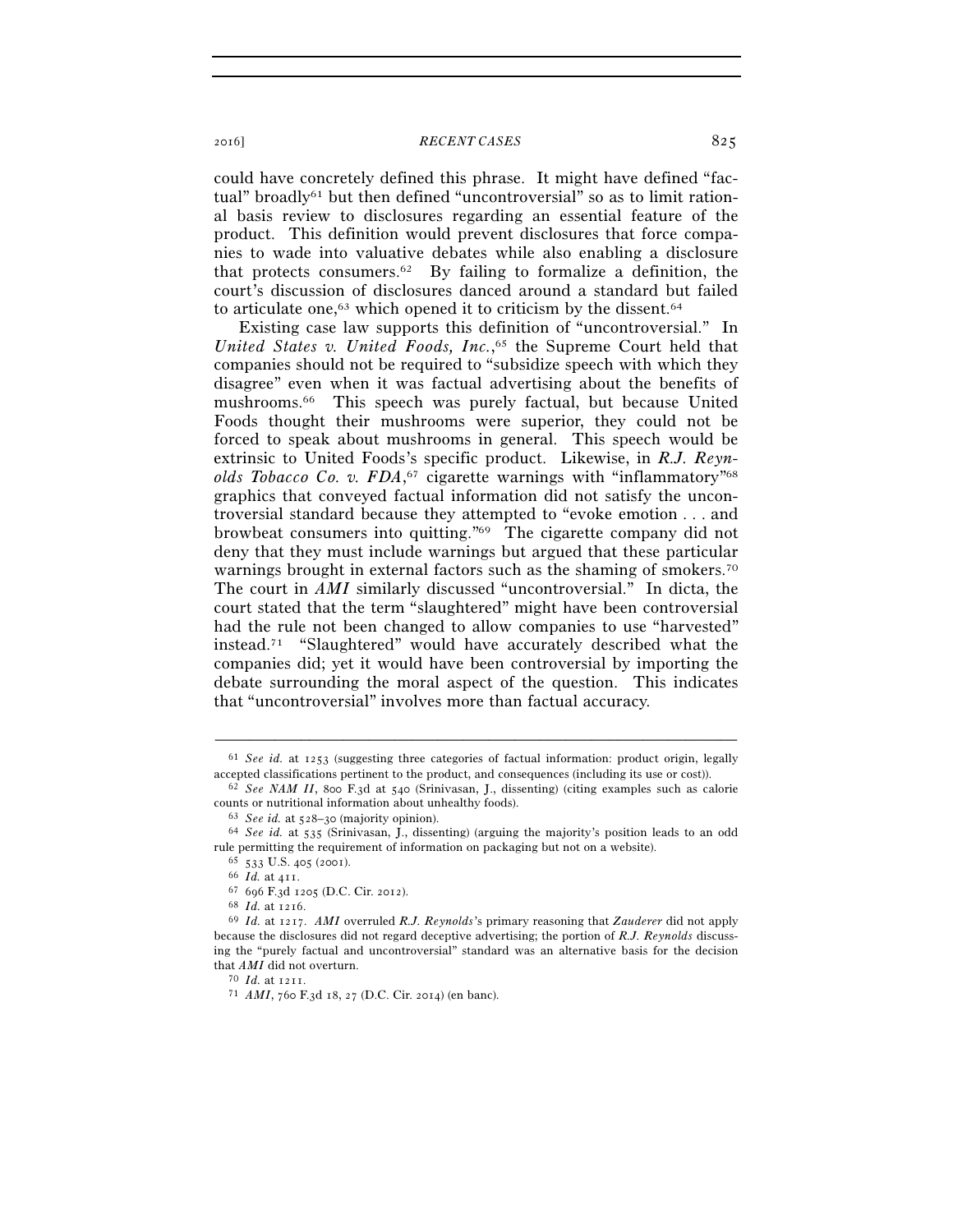could have concretely defined this phrase. It might have defined "factual" broadly[61] but then defined "uncontroversial" so as to limit rational basis review to disclosures regarding an essential feature of the product. This definition would prevent disclosures that force companies to wade into valuative debates while also enabling a disclosure that protects consumers.[62] By failing to formalize a definition, the court's discussion of disclosures danced around a standard but failed to articulate one,[63] which opened it to criticism by the dissent.[64]

Existing case law supports this definition of "uncontroversial." In *United States v. United Foods, Inc.*,[65] the Supreme Court held that companies should not be required to "subsidize speech with which they disagree" even when it was factual advertising about the benefits of mushrooms.[66] This speech was purely factual, but because United Foods thought their mushrooms were superior, they could not be forced to speak about mushrooms in general. This speech would be extrinsic to United Foods's specific product. Likewise, in *R.J. Reynolds Tobacco Co. v. FDA*,[67] cigarette warnings with "inflammatory"[68] graphics that conveyed factual information did not satisfy the uncontroversial standard because they attempted to "evoke emotion . . . and browbeat consumers into quitting."[69] The cigarette company did not deny that they must include warnings but argued that these particular warnings brought in external factors such as the shaming of smokers.[70] The court in *AMI* similarly discussed "uncontroversial." In dicta, the court stated that the term "slaughtered" might have been controversial had the rule not been changed to allow companies to use "harvested" instead.[71] "Slaughtered" would have accurately described what the companies did; yet it would have been controversial by importing the debate surrounding the moral aspect of the question. This indicates that "uncontroversial" involves more than factual accuracy.

---

[61] *See id.* at 1253 (suggesting three categories of factual information: product origin, legally accepted classifications pertinent to the product, and consequences (including its use or cost)).

[62] *See NAM II*, 800 F.3d at 540 (Srinivasan, J., dissenting) (citing examples such as calorie counts or nutritional information about unhealthy foods).

[63] *See id.* at 528–30 (majority opinion).

[64] *See id.* at 535 (Srinivasan, J., dissenting) (arguing the majority's position leads to an odd rule permitting the requirement of information on packaging but not on a website).

[65] 533 U.S. 405 (2001).

[66] *Id.* at 411.

[67] 696 F.3d 1205 (D.C. Cir. 2012).

[68] *Id.* at 1216.

[69] *Id.* at 1217. *AMI* overruled *R.J. Reynolds*'s primary reasoning that *Zauderer* did not apply because the disclosures did not regard deceptive advertising; the portion of *R.J. Reynolds* discussing the "purely factual and uncontroversial" standard was an alternative basis for the decision that *AMI* did not overturn.

[70] *Id.* at 1211.

[71] *AMI*, 760 F.3d 18, 27 (D.C. Cir. 2014) (en banc).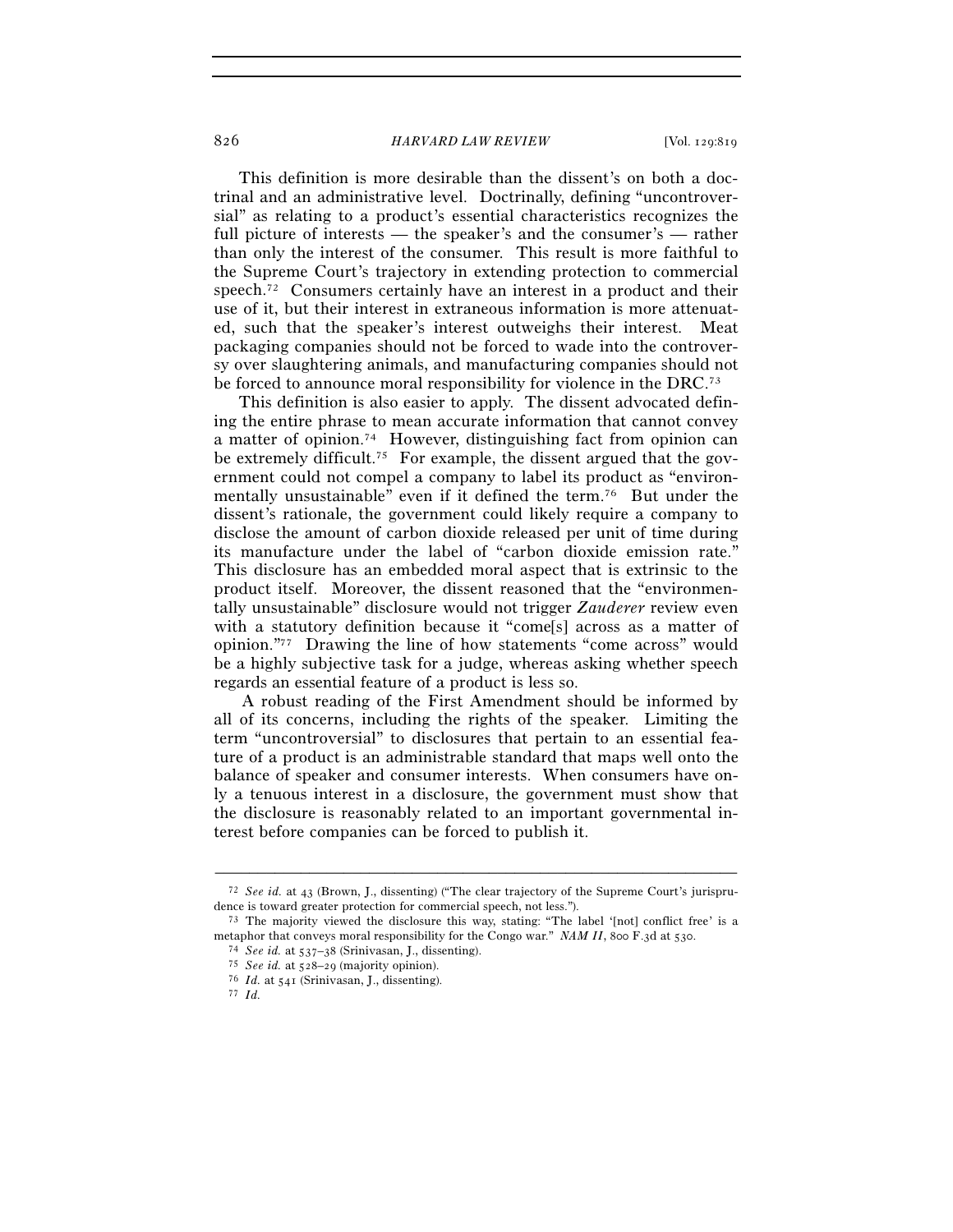This definition is more desirable than the dissent's on both a doctrinal and an administrative level. Doctrinally, defining "uncontroversial" as relating to a product's essential characteristics recognizes the full picture of interests — the speaker's and the consumer's — rather than only the interest of the consumer. This result is more faithful to the Supreme Court's trajectory in extending protection to commercial speech.[72] Consumers certainly have an interest in a product and their use of it, but their interest in extraneous information is more attenuated, such that the speaker's interest outweighs their interest. Meat packaging companies should not be forced to wade into the controversy over slaughtering animals, and manufacturing companies should not be forced to announce moral responsibility for violence in the DRC.[73]

This definition is also easier to apply. The dissent advocated defining the entire phrase to mean accurate information that cannot convey a matter of opinion.[74] However, distinguishing fact from opinion can be extremely difficult.[75] For example, the dissent argued that the government could not compel a company to label its product as "environmentally unsustainable" even if it defined the term.[76] But under the dissent's rationale, the government could likely require a company to disclose the amount of carbon dioxide released per unit of time during its manufacture under the label of "carbon dioxide emission rate." This disclosure has an embedded moral aspect that is extrinsic to the product itself. Moreover, the dissent reasoned that the "environmentally unsustainable" disclosure would not trigger *Zauderer* review even with a statutory definition because it "come[s] across as a matter of opinion."[77] Drawing the line of how statements "come across" would be a highly subjective task for a judge, whereas asking whether speech regards an essential feature of a product is less so.

A robust reading of the First Amendment should be informed by all of its concerns, including the rights of the speaker. Limiting the term "uncontroversial" to disclosures that pertain to an essential feature of a product is an administrable standard that maps well onto the balance of speaker and consumer interests. When consumers have only a tenuous interest in a disclosure, the government must show that the disclosure is reasonably related to an important governmental interest before companies can be forced to publish it.

---

[72] *See id.* at 43 (Brown, J., dissenting) ("The clear trajectory of the Supreme Court's jurisprudence is toward greater protection for commercial speech, not less.").

[73] The majority viewed the disclosure this way, stating: "The label '[not] conflict free' is a metaphor that conveys moral responsibility for the Congo war." *NAM II*, 800 F.3d at 530.

[74] *See id.* at 537–38 (Srinivasan, J., dissenting).

[75] *See id.* at 528–29 (majority opinion).

[76] *Id.* at 541 (Srinivasan, J., dissenting).

[77] *Id.*